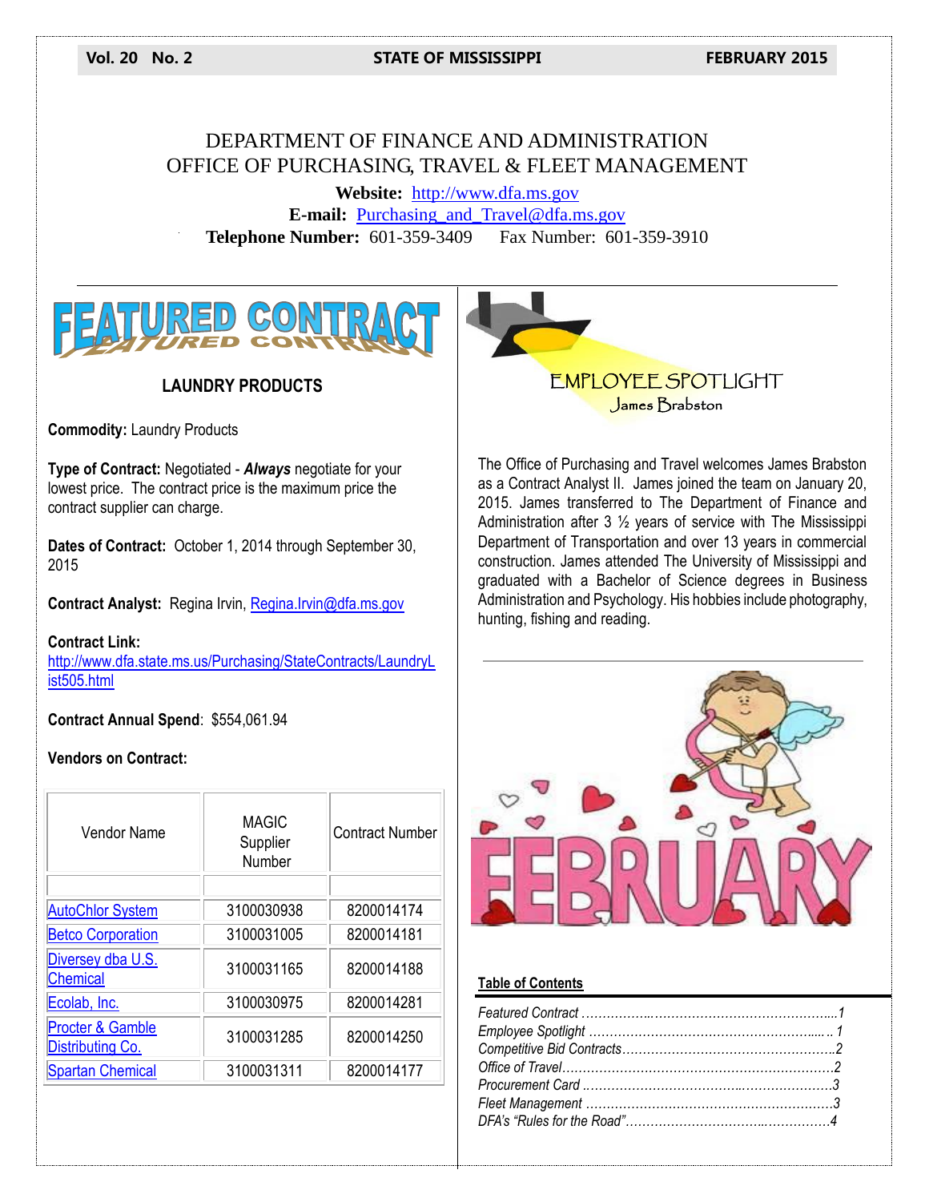Vol. 20 No. 2 | STATE OF MISSISSIPPI | FEBRUARY 2015

# DEPARTMENT OF FINANCE AND ADMINISTRATION
# OFFICE OF PURCHASING, TRAVEL & FLEET MANAGEMENT

**Website:** http://www.dfa.ms.gov
**E-mail:** Purchasing_and_Travel@dfa.ms.gov
**Telephone Number:** 601-359-3409 Fax Number: 601-359-3910

## FEATURED CONTRACT

### LAUNDRY PRODUCTS

**Commodity:** Laundry Products

**Type of Contract:** Negotiated - ***Always*** negotiate for your lowest price. The contract price is the maximum price the contract supplier can charge.

**Dates of Contract:** October 1, 2014 through September 30, 2015

**Contract Analyst:** Regina Irvin, Regina.Irvin@dfa.ms.gov

**Contract Link:** http://www.dfa.state.ms.us/Purchasing/StateContracts/LaundryList505.html

**Contract Annual Spend**: $554,061.94

**Vendors on Contract:**

| Vendor Name | MAGIC Supplier Number | Contract Number |
|---|---|---|
| | | |
| AutoChlor System | 3100030938 | 8200014174 |
| Betco Corporation | 3100031005 | 8200014181 |
| Diversey dba U.S. Chemical | 3100031165 | 8200014188 |
| Ecolab, Inc. | 3100030975 | 8200014281 |
| Procter & Gamble Distributing Co. | 3100031285 | 8200014250 |
| Spartan Chemical | 3100031311 | 8200014177 |

## EMPLOYEE SPOTLIGHT
### James Brabston

The Office of Purchasing and Travel welcomes James Brabston as a Contract Analyst II. James joined the team on January 20, 2015. James transferred to The Department of Finance and Administration after 3 ½ years of service with The Mississippi Department of Transportation and over 13 years in commercial construction. James attended The University of Mississippi and graduated with a Bachelor of Science degrees in Business Administration and Psychology. His hobbies include photography, hunting, fishing and reading.

FEBRUARY

**Table of Contents**

*Featured Contract* ....................................................... 1
*Employee Spotlight* ..................................................... 1
*Competitive Bid Contracts*.............................................. 2
*Office of Travel*........................................................... 2
*Procurement Card* ....................................................... 3
*Fleet Management* ....................................................... 3
*DFA's "Rules for the Road"*............................................ 4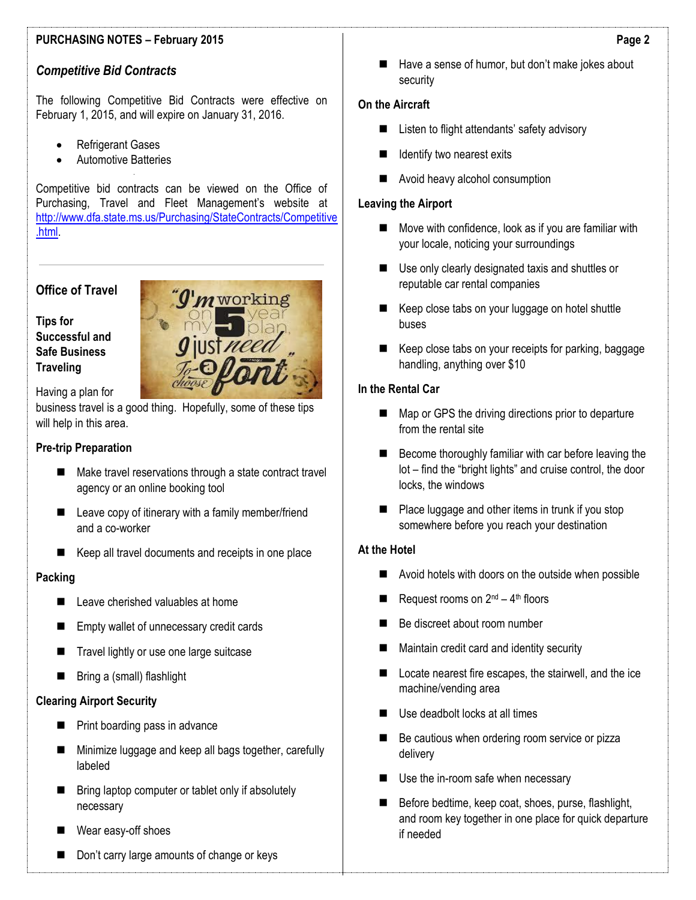## Competitive Bid Contracts

The following Competitive Bid Contracts were effective on February 1, 2015, and will expire on January 31, 2016.

- Refrigerant Gases
- Automotive Batteries

Competitive bid contracts can be viewed on the Office of Purchasing, Travel and Fleet Management's website at http://www.dfa.state.ms.us/Purchasing/StateContracts/Competitive.html.

---

## Office of Travel

### Tips for Successful and Safe Business Traveling

Having a plan for business travel is a good thing. Hopefully, some of these tips will help in this area.

**Pre-trip Preparation**

- Make travel reservations through a state contract travel agency or an online booking tool
- Leave copy of itinerary with a family member/friend and a co-worker
- Keep all travel documents and receipts in one place

**Packing**

- Leave cherished valuables at home
- Empty wallet of unnecessary credit cards
- Travel lightly or use one large suitcase
- Bring a (small) flashlight

**Clearing Airport Security**

- Print boarding pass in advance
- Minimize luggage and keep all bags together, carefully labeled
- Bring laptop computer or tablet only if absolutely necessary
- Wear easy-off shoes
- Don't carry large amounts of change or keys
- Have a sense of humor, but don't make jokes about security

**On the Aircraft**

- Listen to flight attendants' safety advisory
- Identify two nearest exits
- Avoid heavy alcohol consumption

**Leaving the Airport**

- Move with confidence, look as if you are familiar with your locale, noticing your surroundings
- Use only clearly designated taxis and shuttles or reputable car rental companies
- Keep close tabs on your luggage on hotel shuttle buses
- Keep close tabs on your receipts for parking, baggage handling, anything over $10

**In the Rental Car**

- Map or GPS the driving directions prior to departure from the rental site
- Become thoroughly familiar with car before leaving the lot – find the "bright lights" and cruise control, the door locks, the windows
- Place luggage and other items in trunk if you stop somewhere before you reach your destination

**At the Hotel**

- Avoid hotels with doors on the outside when possible
- Request rooms on 2nd – 4th floors
- Be discreet about room number
- Maintain credit card and identity security
- Locate nearest fire escapes, the stairwell, and the ice machine/vending area
- Use deadbolt locks at all times
- Be cautious when ordering room service or pizza delivery
- Use the in-room safe when necessary
- Before bedtime, keep coat, shoes, purse, flashlight, and room key together in one place for quick departure if needed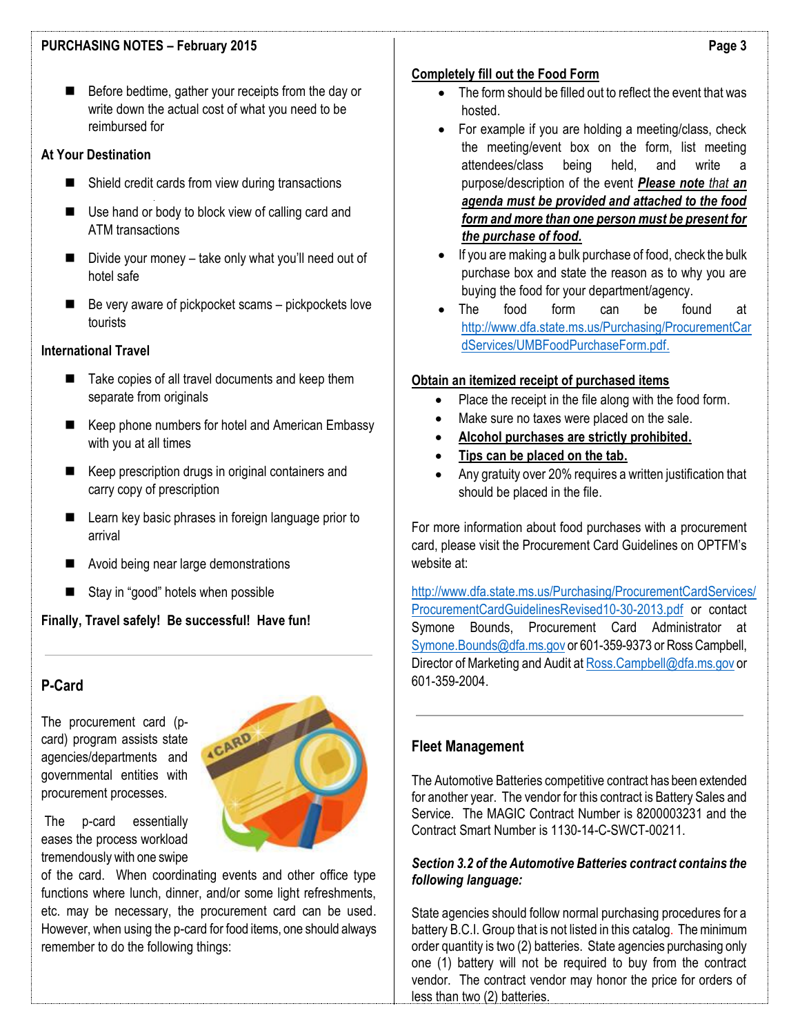- Before bedtime, gather your receipts from the day or write down the actual cost of what you need to be reimbursed for

**At Your Destination**

- Shield credit cards from view during transactions
- Use hand or body to block view of calling card and ATM transactions
- Divide your money – take only what you'll need out of hotel safe
- Be very aware of pickpocket scams – pickpockets love tourists

**International Travel**

- Take copies of all travel documents and keep them separate from originals
- Keep phone numbers for hotel and American Embassy with you at all times
- Keep prescription drugs in original containers and carry copy of prescription
- Learn key basic phrases in foreign language prior to arrival
- Avoid being near large demonstrations
- Stay in "good" hotels when possible

**Finally, Travel safely! Be successful! Have fun!**

---

## P-Card

The procurement card (p-card) program assists state agencies/departments and governmental entities with procurement processes.

The p-card essentially eases the process workload tremendously with one swipe of the card. When coordinating events and other office type functions where lunch, dinner, and/or some light refreshments, etc. may be necessary, the procurement card can be used. However, when using the p-card for food items, one should always remember to do the following things:

**Completely fill out the Food Form**

- The form should be filled out to reflect the event that was hosted.
- For example if you are holding a meeting/class, check the meeting/event box on the form, list meeting attendees/class being held, and write a purpose/description of the event ***Please note that an agenda must be provided and attached to the food form and more than one person must be present for the purchase of food.***
- If you are making a bulk purchase of food, check the bulk purchase box and state the reason as to why you are buying the food for your department/agency.
- The food form can be found at http://www.dfa.state.ms.us/Purchasing/ProcurementCardServices/UMBFoodPurchaseForm.pdf.

**Obtain an itemized receipt of purchased items**

- Place the receipt in the file along with the food form.
- Make sure no taxes were placed on the sale.
- **Alcohol purchases are strictly prohibited.**
- **Tips can be placed on the tab.**
- Any gratuity over 20% requires a written justification that should be placed in the file.

For more information about food purchases with a procurement card, please visit the Procurement Card Guidelines on OPTFM's website at:

http://www.dfa.state.ms.us/Purchasing/ProcurementCardServices/ProcurementCardGuidelinesRevised10-30-2013.pdf or contact Symone Bounds, Procurement Card Administrator at Symone.Bounds@dfa.ms.gov or 601-359-9373 or Ross Campbell, Director of Marketing and Audit at Ross.Campbell@dfa.ms.gov or 601-359-2004.

---

## Fleet Management

The Automotive Batteries competitive contract has been extended for another year. The vendor for this contract is Battery Sales and Service. The MAGIC Contract Number is 8200003231 and the Contract Smart Number is 1130-14-C-SWCT-00211.

***Section 3.2 of the Automotive Batteries contract contains the following language:***

State agencies should follow normal purchasing procedures for a battery B.C.I. Group that is not listed in this catalog. The minimum order quantity is two (2) batteries. State agencies purchasing only one (1) battery will not be required to buy from the contract vendor. The contract vendor may honor the price for orders of less than two (2) batteries.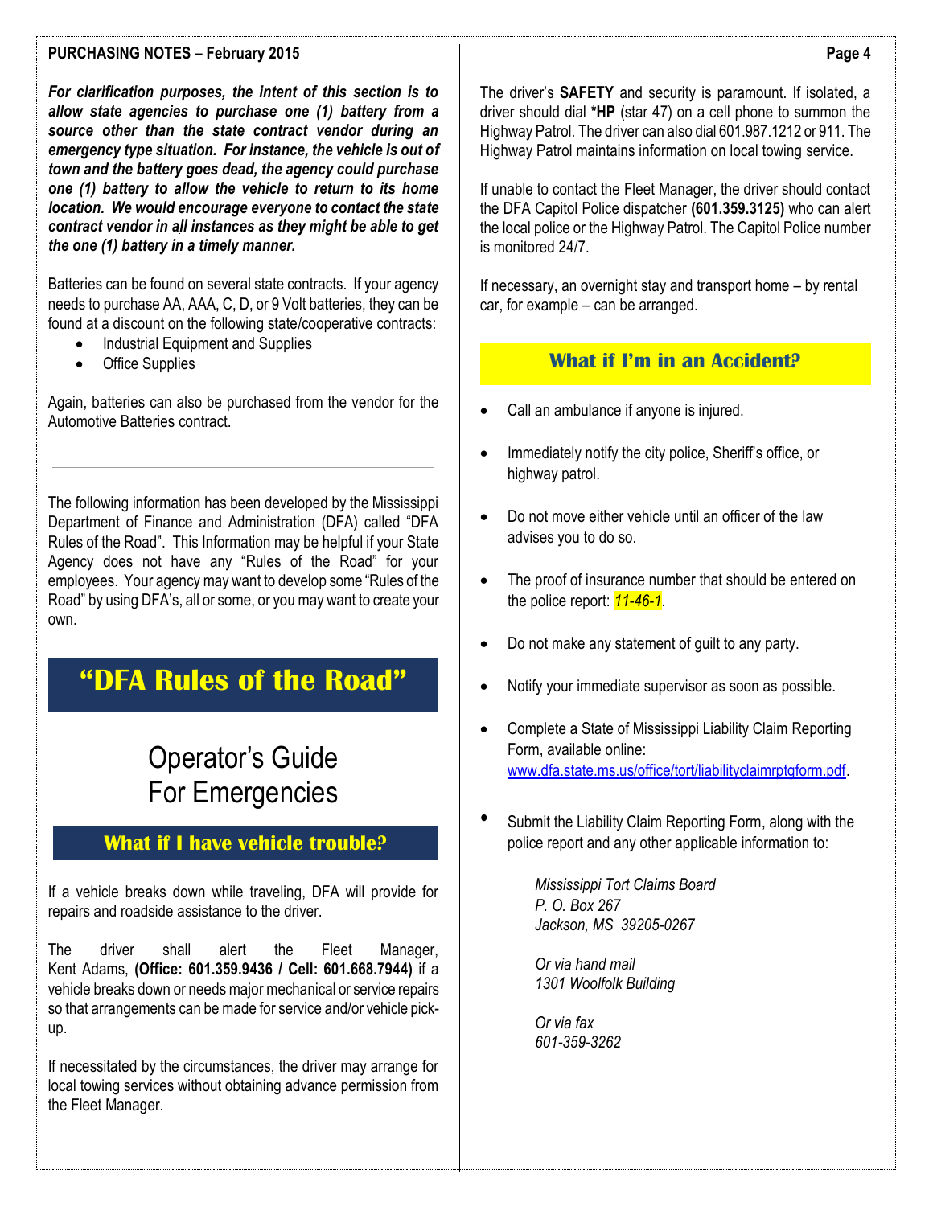***For clarification purposes, the intent of this section is to allow state agencies to purchase one (1) battery from a source other than the state contract vendor during an emergency type situation. For instance, the vehicle is out of town and the battery goes dead, the agency could purchase one (1) battery to allow the vehicle to return to its home location. We would encourage everyone to contact the state contract vendor in all instances as they might be able to get the one (1) battery in a timely manner.***

Batteries can be found on several state contracts. If your agency needs to purchase AA, AAA, C, D, or 9 Volt batteries, they can be found at a discount on the following state/cooperative contracts:

- Industrial Equipment and Supplies
- Office Supplies

Again, batteries can also be purchased from the vendor for the Automotive Batteries contract.

---

The following information has been developed by the Mississippi Department of Finance and Administration (DFA) called "DFA Rules of the Road". This Information may be helpful if your State Agency does not have any "Rules of the Road" for your employees. Your agency may want to develop some "Rules of the Road" by using DFA's, all or some, or you may want to create your own.

# "DFA Rules of the Road"

## Operator's Guide For Emergencies

### What if I have vehicle trouble?

If a vehicle breaks down while traveling, DFA will provide for repairs and roadside assistance to the driver.

The driver shall alert the Fleet Manager, Kent Adams, **(Office: 601.359.9436 / Cell: 601.668.7944)** if a vehicle breaks down or needs major mechanical or service repairs so that arrangements can be made for service and/or vehicle pick-up.

If necessitated by the circumstances, the driver may arrange for local towing services without obtaining advance permission from the Fleet Manager.

The driver's **SAFETY** and security is paramount. If isolated, a driver should dial ***HP** (star 47) on a cell phone to summon the Highway Patrol. The driver can also dial 601.987.1212 or 911. The Highway Patrol maintains information on local towing service.

If unable to contact the Fleet Manager, the driver should contact the DFA Capitol Police dispatcher **(601.359.3125)** who can alert the local police or the Highway Patrol. The Capitol Police number is monitored 24/7.

If necessary, an overnight stay and transport home – by rental car, for example – can be arranged.

### What if I'm in an Accident?

- Call an ambulance if anyone is injured.
- Immediately notify the city police, Sheriff's office, or highway patrol.
- Do not move either vehicle until an officer of the law advises you to do so.
- The proof of insurance number that should be entered on the police report: *11-46-1*.
- Do not make any statement of guilt to any party.
- Notify your immediate supervisor as soon as possible.
- Complete a State of Mississippi Liability Claim Reporting Form, available online: www.dfa.state.ms.us/office/tort/liabilityclaimrptgform.pdf.
- Submit the Liability Claim Reporting Form, along with the police report and any other applicable information to:

  *Mississippi Tort Claims Board*
  *P. O. Box 267*
  *Jackson, MS 39205-0267*

  *Or via hand mail*
  *1301 Woolfolk Building*

  *Or via fax*
  *601-359-3262*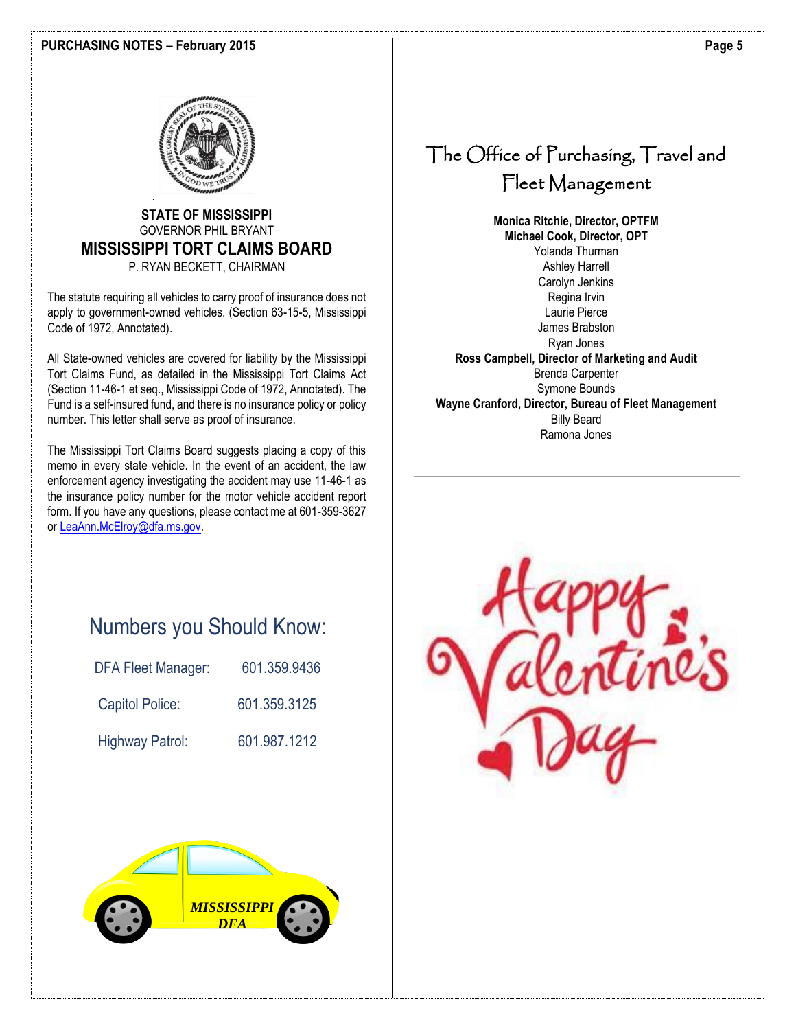**STATE OF MISSISSIPPI**
GOVERNOR PHIL BRYANT

## MISSISSIPPI TORT CLAIMS BOARD

P. RYAN BECKETT, CHAIRMAN

The statute requiring all vehicles to carry proof of insurance does not apply to government-owned vehicles. (Section 63-15-5, Mississippi Code of 1972, Annotated).

All State-owned vehicles are covered for liability by the Mississippi Tort Claims Fund, as detailed in the Mississippi Tort Claims Act (Section 11-46-1 et seq., Mississippi Code of 1972, Annotated). The Fund is a self-insured fund, and there is no insurance policy or policy number. This letter shall serve as proof of insurance.

The Mississippi Tort Claims Board suggests placing a copy of this memo in every state vehicle. In the event of an accident, the law enforcement agency investigating the accident may use 11-46-1 as the insurance policy number for the motor vehicle accident report form. If you have any questions, please contact me at 601-359-3627 or LeaAnn.McElroy@dfa.ms.gov.

## Numbers you Should Know:

| | |
|---|---|
| DFA Fleet Manager: | 601.359.9436 |
| Capitol Police: | 601.359.3125 |
| Highway Patrol: | 601.987.1212 |

MISSISSIPPI
DFA

## The Office of Purchasing, Travel and Fleet Management

**Monica Ritchie, Director, OPTFM**
**Michael Cook, Director, OPT**
Yolanda Thurman
Ashley Harrell
Carolyn Jenkins
Regina Irvin
Laurie Pierce
James Brabston
Ryan Jones
**Ross Campbell, Director of Marketing and Audit**
Brenda Carpenter
Symone Bounds
**Wayne Cranford, Director, Bureau of Fleet Management**
Billy Beard
Ramona Jones

Happy Valentine's Day